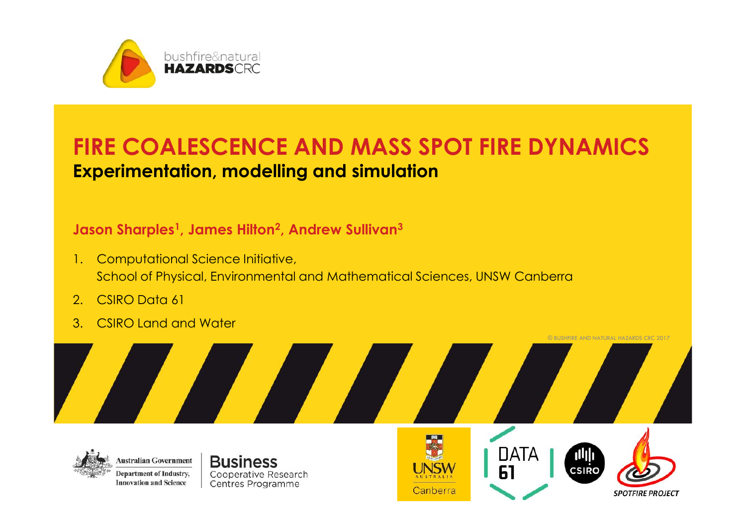bushfire&natural **HAZARDS**CRC

# FIRE COALESCENCE AND MASS SPOT FIRE DYNAMICS

## Experimentation, modelling and simulation

**Jason Sharples[1], James Hilton[2], Andrew Sullivan[3]**

1. Computational Science Initiative,
   School of Physical, Environmental and Mathematical Sciences, UNSW Canberra
2. CSIRO Data 61
3. CSIRO Land and Water

© BUSHFIRE AND NATURAL HAZARDS CRC 2017

Australian Government, Department of Industry, Innovation and Science

Business Cooperative Research Centres Programme

UNSW Australia Canberra | DATA 61 | CSIRO | SPOTFIRE PROJECT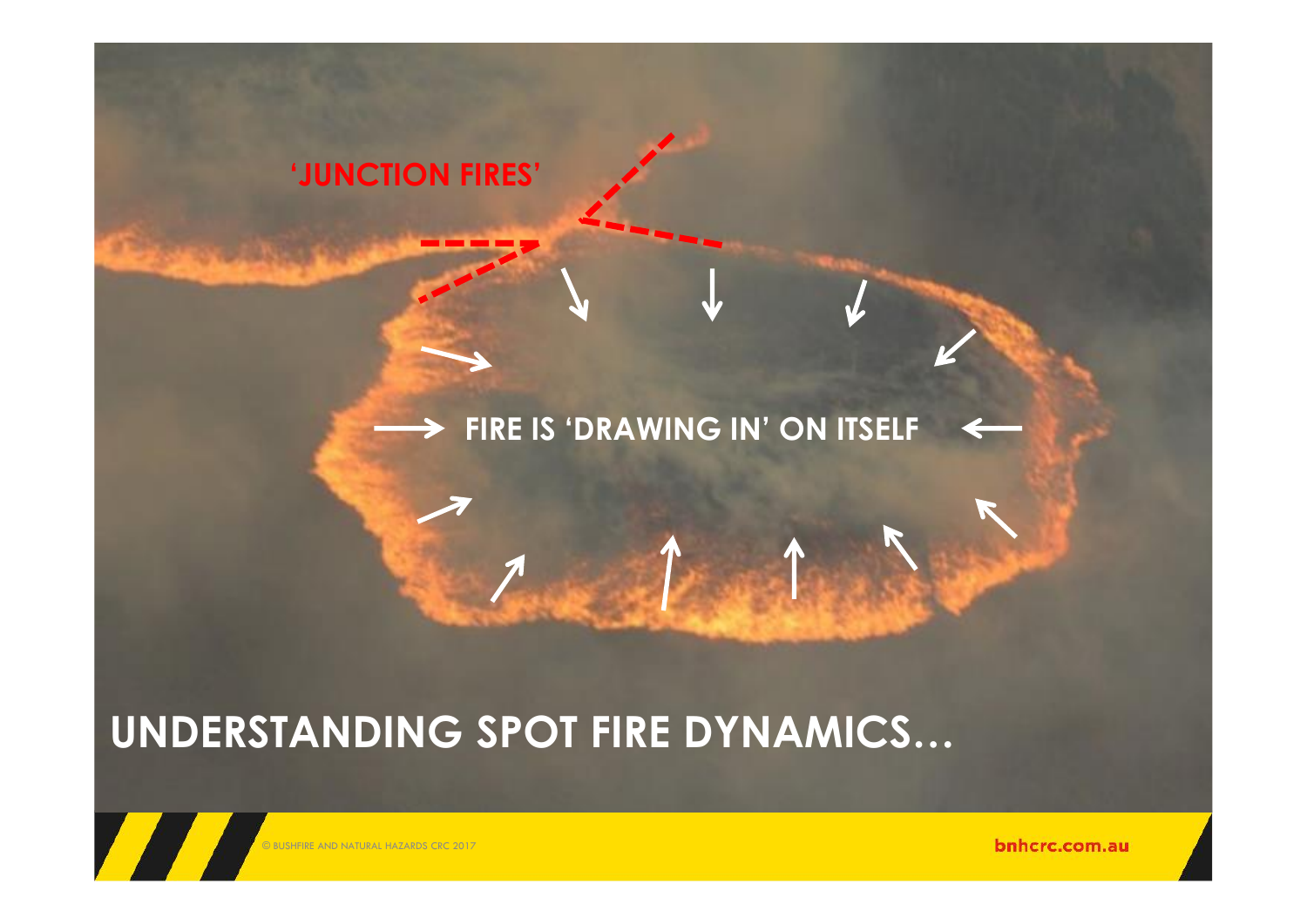'JUNCTION FIRES'

FIRE IS 'DRAWING IN' ON ITSELF

# UNDERSTANDING SPOT FIRE DYNAMICS…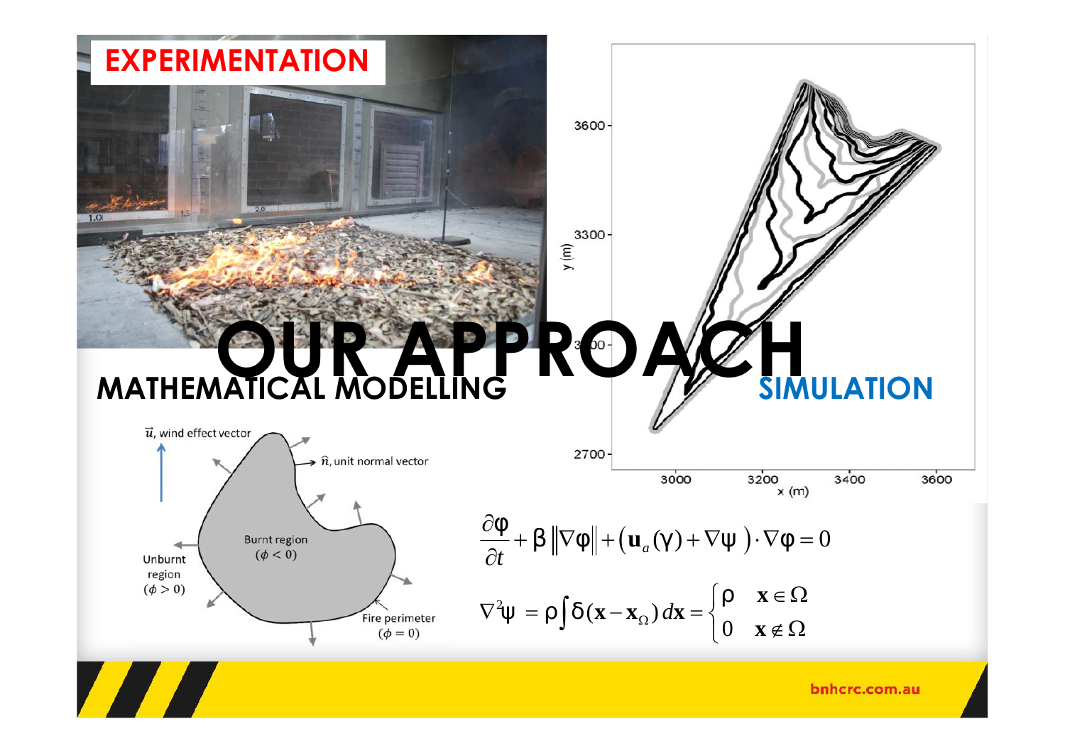# OUR APPROACH

**EXPERIMENTATION**

**MATHEMATICAL MODELLING**

**SIMULATION**

$$\frac{\partial \varphi}{\partial t} + \beta \left\| \nabla \varphi \right\| + \left( \mathbf{u}_a(\gamma) + \nabla \psi \right) \cdot \nabla \varphi = 0$$

$$\nabla^2 \psi = \rho \int \delta(\mathbf{x} - \mathbf{x}_\Omega)\, d\mathbf{x} = \begin{cases} \rho & \mathbf{x} \in \Omega \\ 0 & \mathbf{x} \notin \Omega \end{cases}$$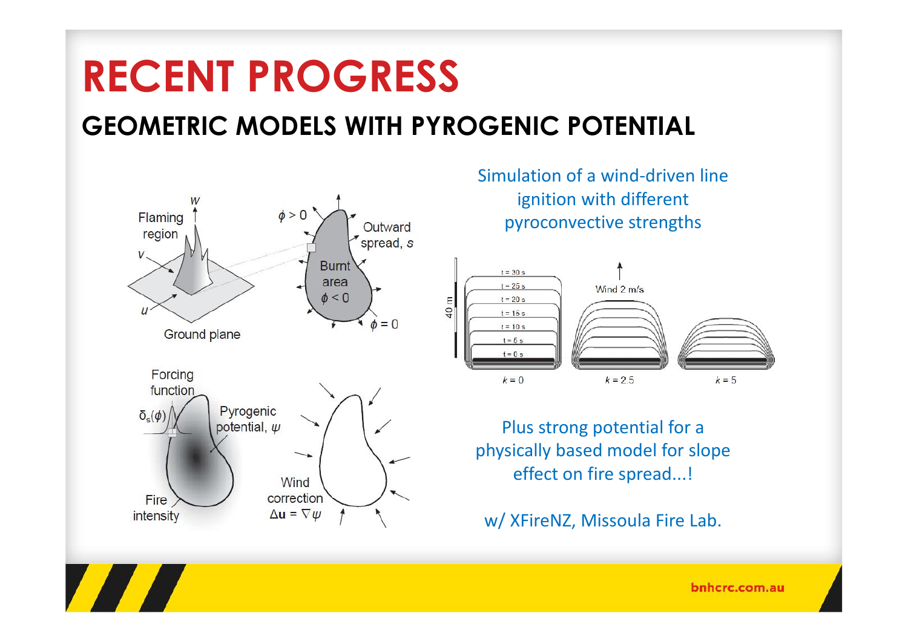# RECENT PROGRESS

## GEOMETRIC MODELS WITH PYROGENIC POTENTIAL

Simulation of a wind-driven line ignition with different pyroconvective strengths

Plus strong potential for a physically based model for slope effect on fire spread...!

w/ XFireNZ, Missoula Fire Lab.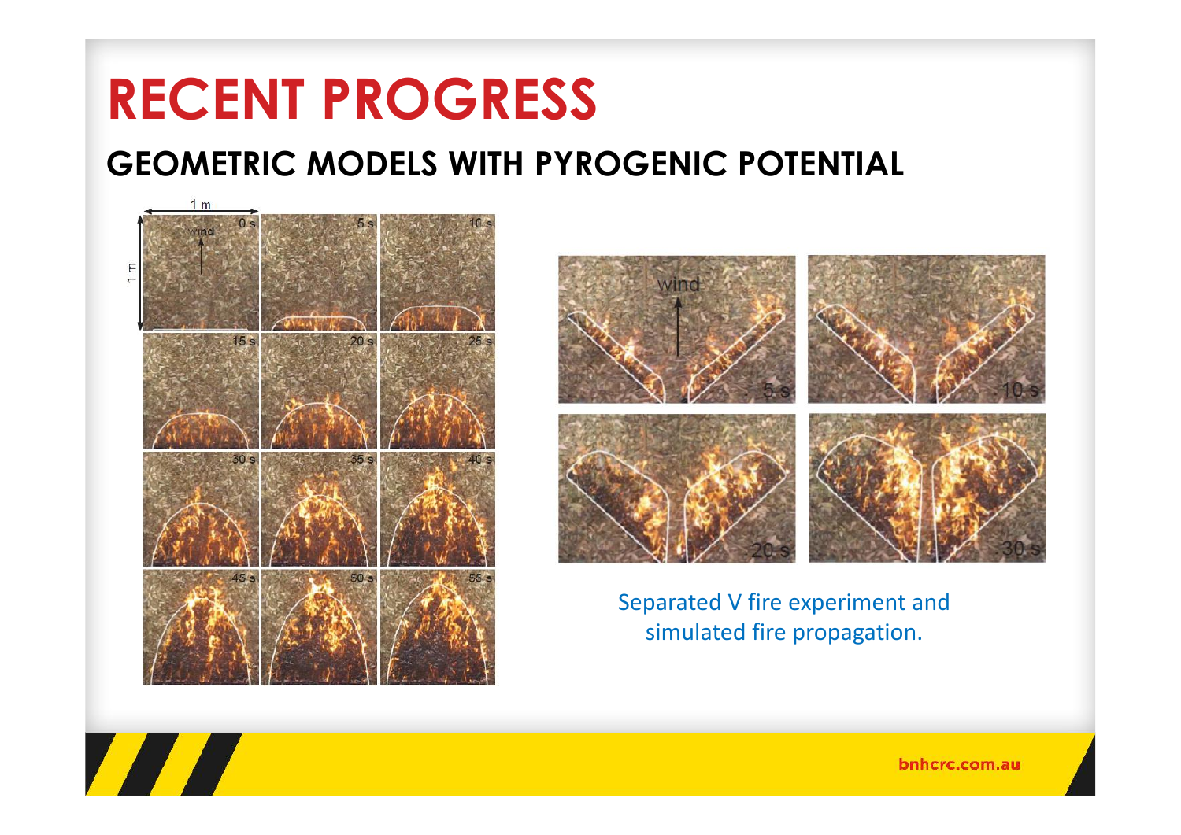# RECENT PROGRESS

## GEOMETRIC MODELS WITH PYROGENIC POTENTIAL

Separated V fire experiment and simulated fire propagation.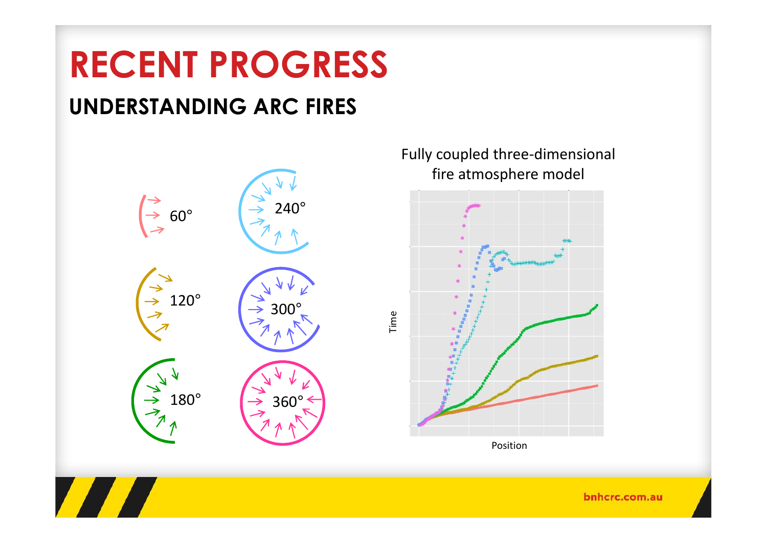# RECENT PROGRESS

## UNDERSTANDING ARC FIRES

60°

120°

180°

240°

300°

360°

Fully coupled three-dimensional fire atmosphere model

Time

Position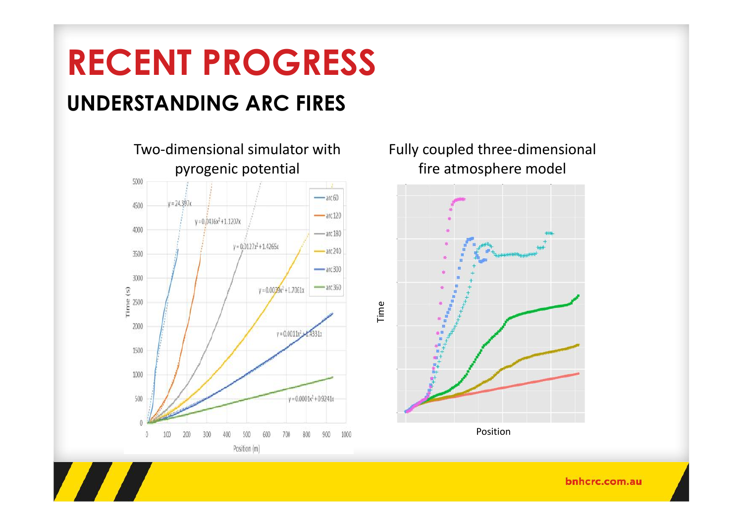# RECENT PROGRESS

## UNDERSTANDING ARC FIRES

Two-dimensional simulator with pyrogenic potential

Fully coupled three-dimensional fire atmosphere model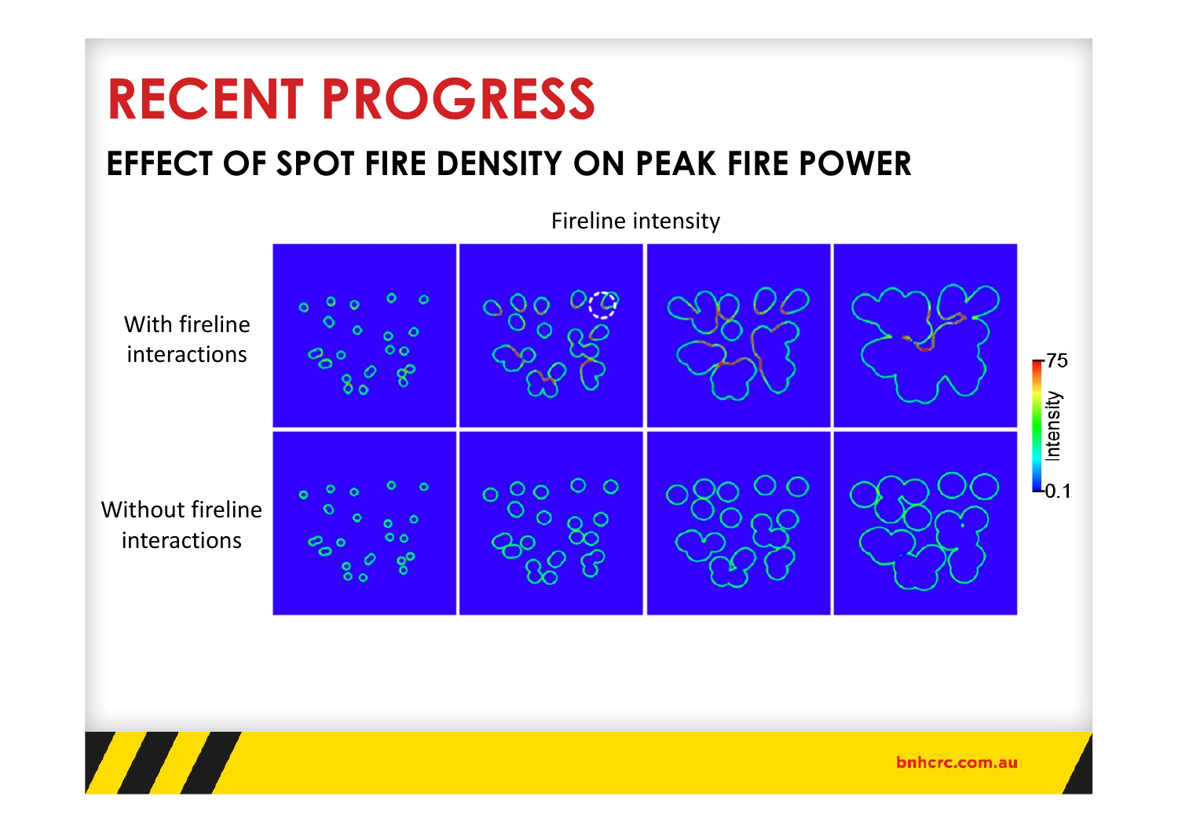# RECENT PROGRESS

## EFFECT OF SPOT FIRE DENSITY ON PEAK FIRE POWER

Fireline intensity

With fireline interactions

Without fireline interactions

Intensity 0.1 – 75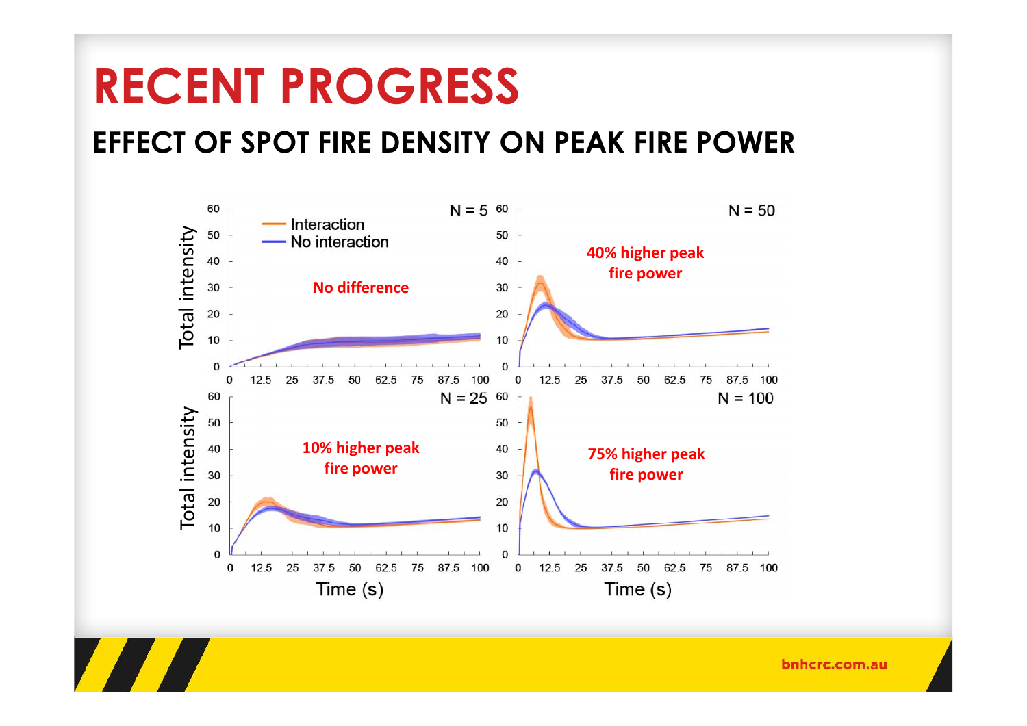# RECENT PROGRESS

## EFFECT OF SPOT FIRE DENSITY ON PEAK FIRE POWER

N = 5: No difference

N = 50: 40% higher peak fire power

N = 25: 10% higher peak fire power

N = 100: 75% higher peak fire power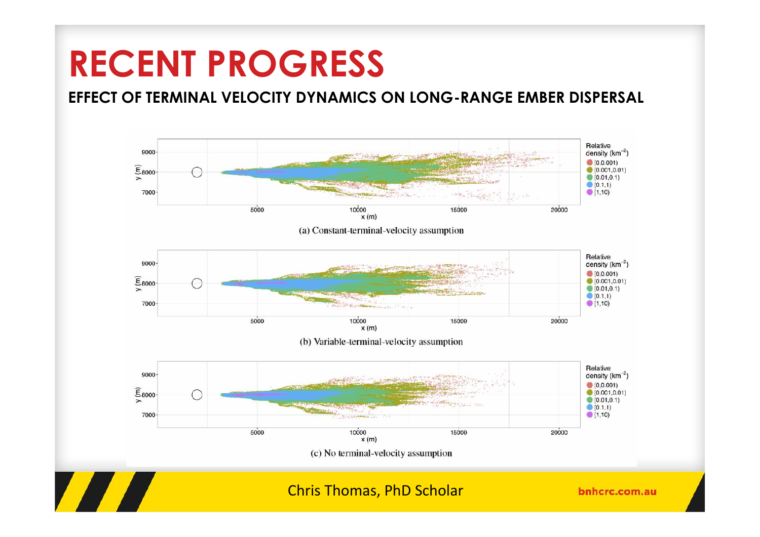# RECENT PROGRESS

**EFFECT OF TERMINAL VELOCITY DYNAMICS ON LONG-RANGE EMBER DISPERSAL**

(a) Constant-terminal-velocity assumption

(b) Variable-terminal-velocity assumption

(c) No terminal-velocity assumption

Chris Thomas, PhD Scholar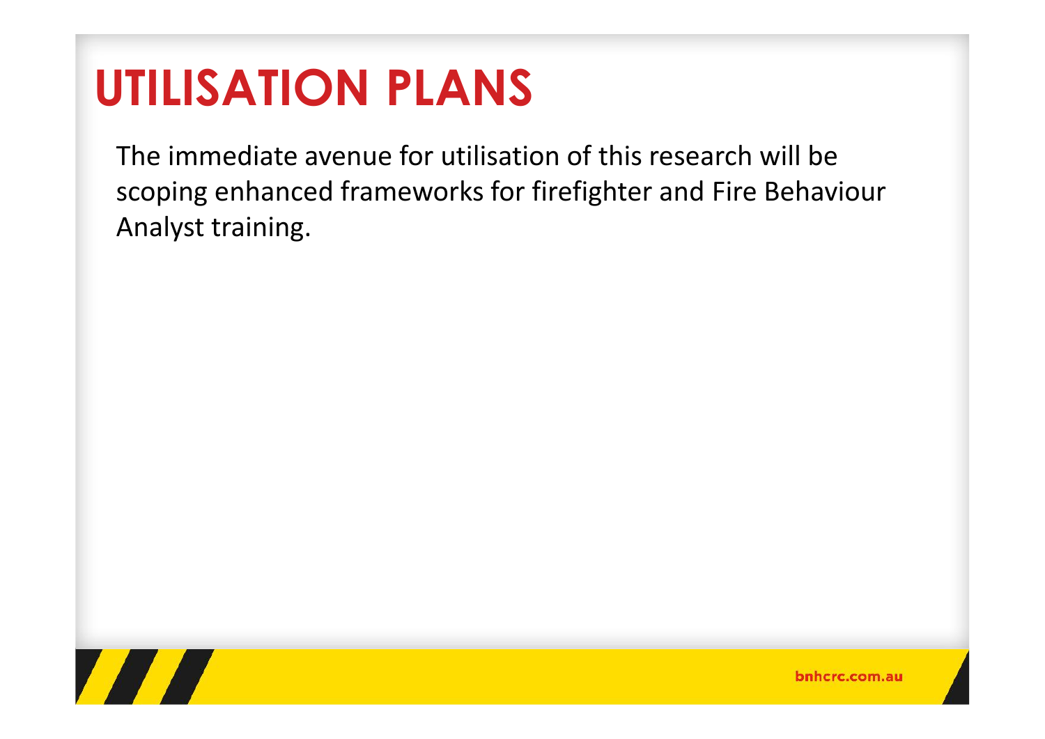# UTILISATION PLANS

The immediate avenue for utilisation of this research will be scoping enhanced frameworks for firefighter and Fire Behaviour Analyst training.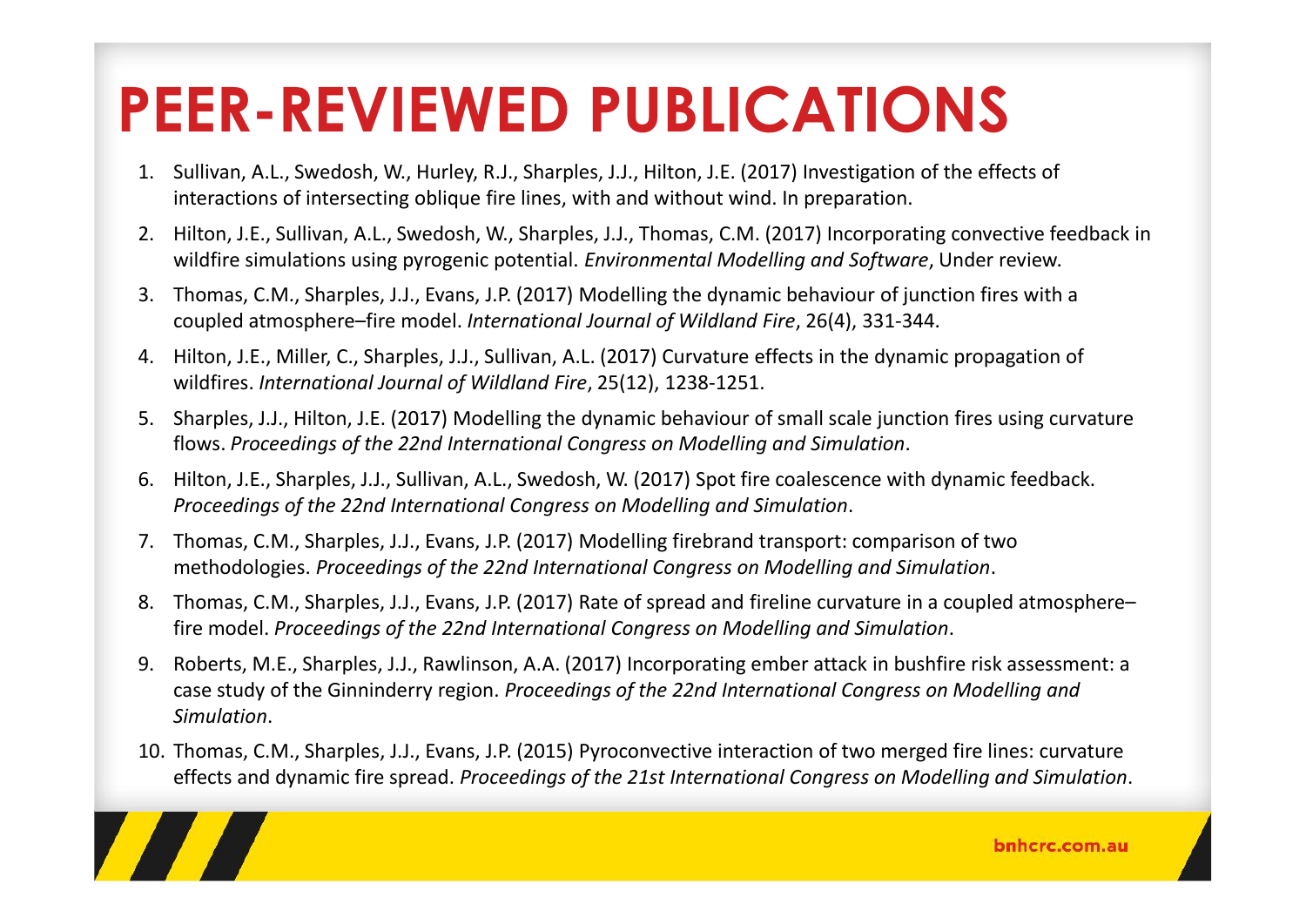# PEER-REVIEWED PUBLICATIONS

1. Sullivan, A.L., Swedosh, W., Hurley, R.J., Sharples, J.J., Hilton, J.E. (2017) Investigation of the effects of interactions of intersecting oblique fire lines, with and without wind. In preparation.
2. Hilton, J.E., Sullivan, A.L., Swedosh, W., Sharples, J.J., Thomas, C.M. (2017) Incorporating convective feedback in wildfire simulations using pyrogenic potential. *Environmental Modelling and Software*, Under review.
3. Thomas, C.M., Sharples, J.J., Evans, J.P. (2017) Modelling the dynamic behaviour of junction fires with a coupled atmosphere–fire model. *International Journal of Wildland Fire*, 26(4), 331-344.
4. Hilton, J.E., Miller, C., Sharples, J.J., Sullivan, A.L. (2017) Curvature effects in the dynamic propagation of wildfires. *International Journal of Wildland Fire*, 25(12), 1238-1251.
5. Sharples, J.J., Hilton, J.E. (2017) Modelling the dynamic behaviour of small scale junction fires using curvature flows. *Proceedings of the 22nd International Congress on Modelling and Simulation*.
6. Hilton, J.E., Sharples, J.J., Sullivan, A.L., Swedosh, W. (2017) Spot fire coalescence with dynamic feedback. *Proceedings of the 22nd International Congress on Modelling and Simulation*.
7. Thomas, C.M., Sharples, J.J., Evans, J.P. (2017) Modelling firebrand transport: comparison of two methodologies. *Proceedings of the 22nd International Congress on Modelling and Simulation*.
8. Thomas, C.M., Sharples, J.J., Evans, J.P. (2017) Rate of spread and fireline curvature in a coupled atmosphere–fire model. *Proceedings of the 22nd International Congress on Modelling and Simulation*.
9. Roberts, M.E., Sharples, J.J., Rawlinson, A.A. (2017) Incorporating ember attack in bushfire risk assessment: a case study of the Ginninderry region. *Proceedings of the 22nd International Congress on Modelling and Simulation*.
10. Thomas, C.M., Sharples, J.J., Evans, J.P. (2015) Pyroconvective interaction of two merged fire lines: curvature effects and dynamic fire spread. *Proceedings of the 21st International Congress on Modelling and Simulation*.